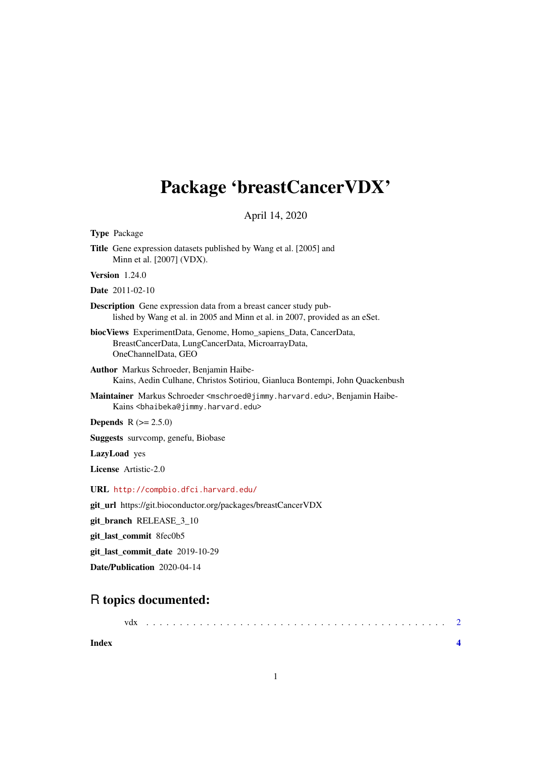# Package 'breastCancerVDX'

April 14, 2020

**Type** Package

**Title** Gene expression datasets published by Wang et al. [2005] and Minn et al. [2007] (VDX).

**Version** 1.24.0

**Date** 2011-02-10

**Description** Gene expression data from a breast cancer study published by Wang et al. in 2005 and Minn et al. in 2007, provided as an eSet.

**biocViews** ExperimentData, Genome, Homo_sapiens_Data, CancerData, BreastCancerData, LungCancerData, MicroarrayData, OneChannelData, GEO

**Author** Markus Schroeder, Benjamin Haibe-Kains, Aedin Culhane, Christos Sotiriou, Gianluca Bontempi, John Quackenbush

**Maintainer** Markus Schroeder <mschroed@jimmy.harvard.edu>, Benjamin Haibe-Kains <bhaibeka@jimmy.harvard.edu>

**Depends** R (>= 2.5.0)

**Suggests** survcomp, genefu, Biobase

**LazyLoad** yes

**License** Artistic-2.0

**URL** http://compbio.dfci.harvard.edu/

**git_url** https://git.bioconductor.org/packages/breastCancerVDX

**git_branch** RELEASE_3_10

**git_last_commit** 8fec0b5

**git_last_commit_date** 2019-10-29

**Date/Publication** 2020-04-14

## R topics documented:

vdx . . . . . . . . . . . . . . . . . . . . . . . . . . . . . . . . . . . . . . . . . . . . 2

**Index** **4**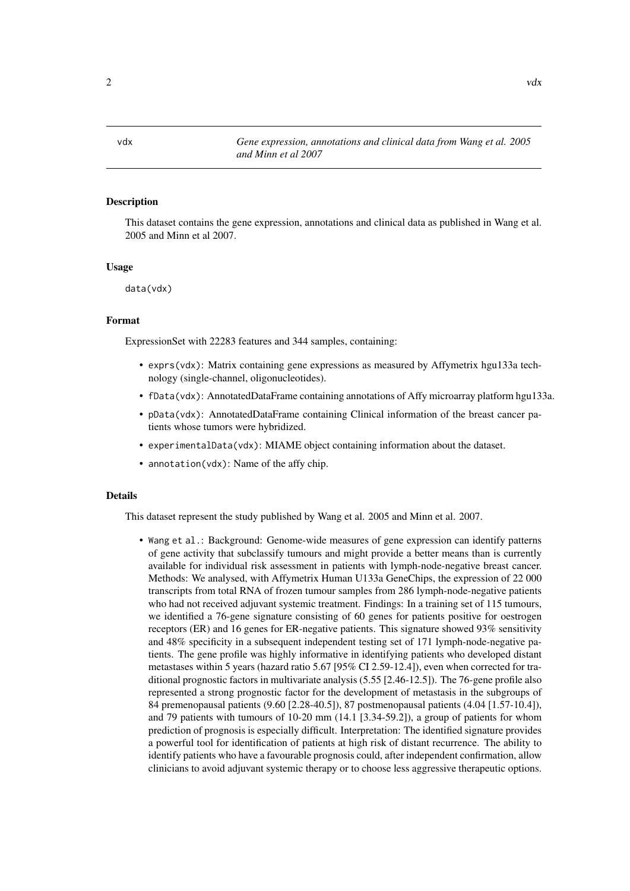vdx — *Gene expression, annotations and clinical data from Wang et al. 2005 and Minn et al 2007*

### Description

This dataset contains the gene expression, annotations and clinical data as published in Wang et al. 2005 and Minn et al 2007.

### Usage

```
data(vdx)
```

### Format

ExpressionSet with 22283 features and 344 samples, containing:

- `exprs(vdx)`: Matrix containing gene expressions as measured by Affymetrix hgu133a technology (single-channel, oligonucleotides).
- `fData(vdx)`: AnnotatedDataFrame containing annotations of Affy microarray platform hgu133a.
- `pData(vdx)`: AnnotatedDataFrame containing Clinical information of the breast cancer patients whose tumors were hybridized.
- `experimentalData(vdx)`: MIAME object containing information about the dataset.
- `annotation(vdx)`: Name of the affy chip.

### Details

This dataset represent the study published by Wang et al. 2005 and Minn et al. 2007.

- `Wang et al.`: Background: Genome-wide measures of gene expression can identify patterns of gene activity that subclassify tumours and might provide a better means than is currently available for individual risk assessment in patients with lymph-node-negative breast cancer. Methods: We analysed, with Affymetrix Human U133a GeneChips, the expression of 22 000 transcripts from total RNA of frozen tumour samples from 286 lymph-node-negative patients who had not received adjuvant systemic treatment. Findings: In a training set of 115 tumours, we identified a 76-gene signature consisting of 60 genes for patients positive for oestrogen receptors (ER) and 16 genes for ER-negative patients. This signature showed 93% sensitivity and 48% specificity in a subsequent independent testing set of 171 lymph-node-negative patients. The gene profile was highly informative in identifying patients who developed distant metastases within 5 years (hazard ratio 5.67 [95% CI 2.59-12.4]), even when corrected for traditional prognostic factors in multivariate analysis (5.55 [2.46-12.5]). The 76-gene profile also represented a strong prognostic factor for the development of metastasis in the subgroups of 84 premenopausal patients (9.60 [2.28-40.5]), 87 postmenopausal patients (4.04 [1.57-10.4]), and 79 patients with tumours of 10-20 mm (14.1 [3.34-59.2]), a group of patients for whom prediction of prognosis is especially difficult. Interpretation: The identified signature provides a powerful tool for identification of patients at high risk of distant recurrence. The ability to identify patients who have a favourable prognosis could, after independent confirmation, allow clinicians to avoid adjuvant systemic therapy or to choose less aggressive therapeutic options.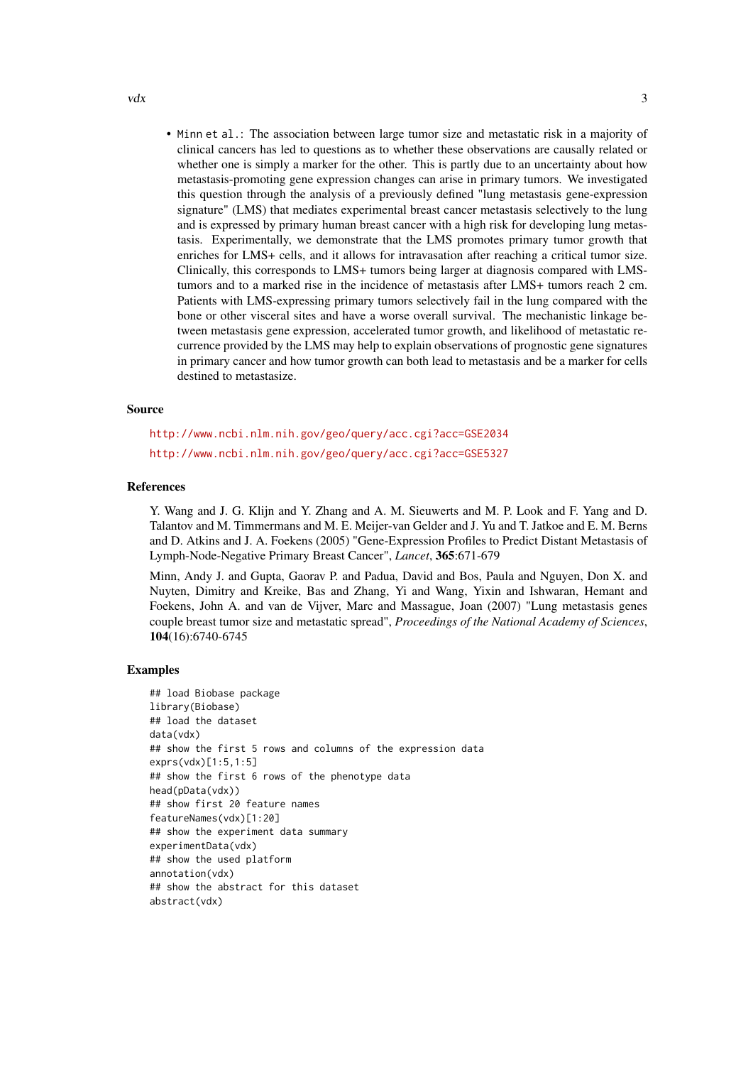- `Minn et al.`: The association between large tumor size and metastatic risk in a majority of clinical cancers has led to questions as to whether these observations are causally related or whether one is simply a marker for the other. This is partly due to an uncertainty about how metastasis-promoting gene expression changes can arise in primary tumors. We investigated this question through the analysis of a previously defined "lung metastasis gene-expression signature" (LMS) that mediates experimental breast cancer metastasis selectively to the lung and is expressed by primary human breast cancer with a high risk for developing lung metastasis. Experimentally, we demonstrate that the LMS promotes primary tumor growth that enriches for LMS+ cells, and it allows for intravasation after reaching a critical tumor size. Clinically, this corresponds to LMS+ tumors being larger at diagnosis compared with LMS- tumors and to a marked rise in the incidence of metastasis after LMS+ tumors reach 2 cm. Patients with LMS-expressing primary tumors selectively fail in the lung compared with the bone or other visceral sites and have a worse overall survival. The mechanistic linkage between metastasis gene expression, accelerated tumor growth, and likelihood of metastatic recurrence provided by the LMS may help to explain observations of prognostic gene signatures in primary cancer and how tumor growth can both lead to metastasis and be a marker for cells destined to metastasize.

### Source

http://www.ncbi.nlm.nih.gov/geo/query/acc.cgi?acc=GSE2034

http://www.ncbi.nlm.nih.gov/geo/query/acc.cgi?acc=GSE5327

### References

Y. Wang and J. G. Klijn and Y. Zhang and A. M. Sieuwerts and M. P. Look and F. Yang and D. Talantov and M. Timmermans and M. E. Meijer-van Gelder and J. Yu and T. Jatkoe and E. M. Berns and D. Atkins and J. A. Foekens (2005) "Gene-Expression Profiles to Predict Distant Metastasis of Lymph-Node-Negative Primary Breast Cancer", *Lancet*, **365**:671-679

Minn, Andy J. and Gupta, Gaorav P. and Padua, David and Bos, Paula and Nguyen, Don X. and Nuyten, Dimitry and Kreike, Bas and Zhang, Yi and Wang, Yixin and Ishwaran, Hemant and Foekens, John A. and van de Vijver, Marc and Massague, Joan (2007) "Lung metastasis genes couple breast tumor size and metastatic spread", *Proceedings of the National Academy of Sciences*, **104**(16):6740-6745

### Examples

```
## load Biobase package
library(Biobase)
## load the dataset
data(vdx)
## show the first 5 rows and columns of the expression data
exprs(vdx)[1:5,1:5]
## show the first 6 rows of the phenotype data
head(pData(vdx))
## show first 20 feature names
featureNames(vdx)[1:20]
## show the experiment data summary
experimentData(vdx)
## show the used platform
annotation(vdx)
## show the abstract for this dataset
abstract(vdx)
```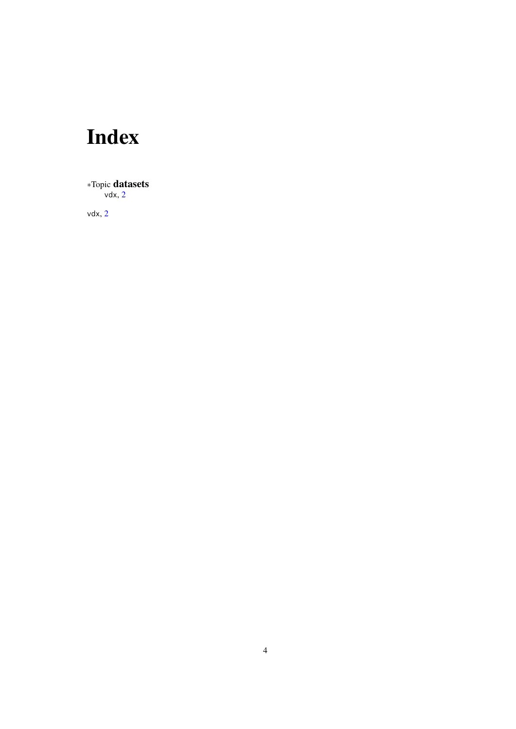# Index

*Topic **datasets**
    vdx, 2

vdx, 2